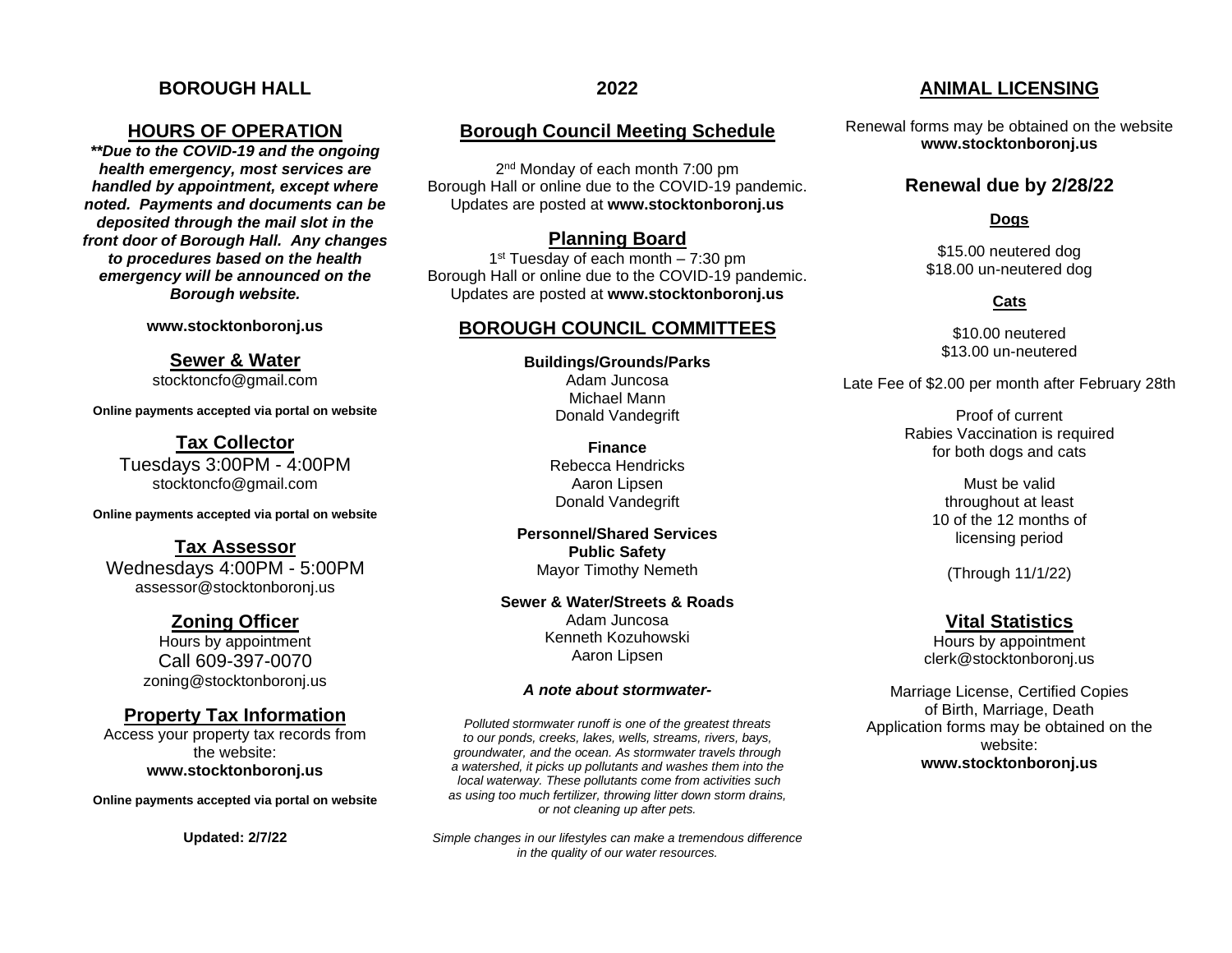# BOROUGH HALL

## HOURS OF OPERATION

***\*\*Due to the COVID-19 and the ongoing health emergency, most services are handled by appointment, except where noted. Payments and documents can be deposited through the mail slot in the front door of Borough Hall. Any changes to procedures based on the health emergency will be announced on the Borough website.***

**www.stocktonboronj.us**

### Sewer & Water

stocktoncfo@gmail.com

**Online payments accepted via portal on website**

### Tax Collector

Tuesdays 3:00PM - 4:00PM
stocktoncfo@gmail.com

**Online payments accepted via portal on website**

### Tax Assessor

Wednesdays 4:00PM - 5:00PM
assessor@stocktonboronj.us

### Zoning Officer

Hours by appointment
Call 609-397-0070
zoning@stocktonboronj.us

### Property Tax Information

Access your property tax records from the website:
**www.stocktonboronj.us**

**Online payments accepted via portal on website**

**Updated: 2/7/22**

# 2022

## Borough Council Meeting Schedule

2nd Monday of each month 7:00 pm
Borough Hall or online due to the COVID-19 pandemic.
Updates are posted at **www.stocktonboronj.us**

## Planning Board

1st Tuesday of each month – 7:30 pm
Borough Hall or online due to the COVID-19 pandemic.
Updates are posted at **www.stocktonboronj.us**

## BOROUGH COUNCIL COMMITTEES

**Buildings/Grounds/Parks**
Adam Juncosa
Michael Mann
Donald Vandegrift

**Finance**
Rebecca Hendricks
Aaron Lipsen
Donald Vandegrift

**Personnel/Shared Services**
**Public Safety**
Mayor Timothy Nemeth

**Sewer & Water/Streets & Roads**
Adam Juncosa
Kenneth Kozuhowski
Aaron Lipsen

***A note about stormwater-***

*Polluted stormwater runoff is one of the greatest threats to our ponds, creeks, lakes, wells, streams, rivers, bays, groundwater, and the ocean. As stormwater travels through a watershed, it picks up pollutants and washes them into the local waterway. These pollutants come from activities such as using too much fertilizer, throwing litter down storm drains, or not cleaning up after pets.*

*Simple changes in our lifestyles can make a tremendous difference in the quality of our water resources.*

# ANIMAL LICENSING

Renewal forms may be obtained on the website
**www.stocktonboronj.us**

## Renewal due by 2/28/22

**Dogs**

$15.00 neutered dog
$18.00 un-neutered dog

**Cats**

$10.00 neutered
$13.00 un-neutered

Late Fee of $2.00 per month after February 28th

Proof of current Rabies Vaccination is required for both dogs and cats

Must be valid throughout at least 10 of the 12 months of licensing period

(Through 11/1/22)

## Vital Statistics

Hours by appointment
clerk@stocktonboronj.us

Marriage License, Certified Copies of Birth, Marriage, Death
Application forms may be obtained on the website:
**www.stocktonboronj.us**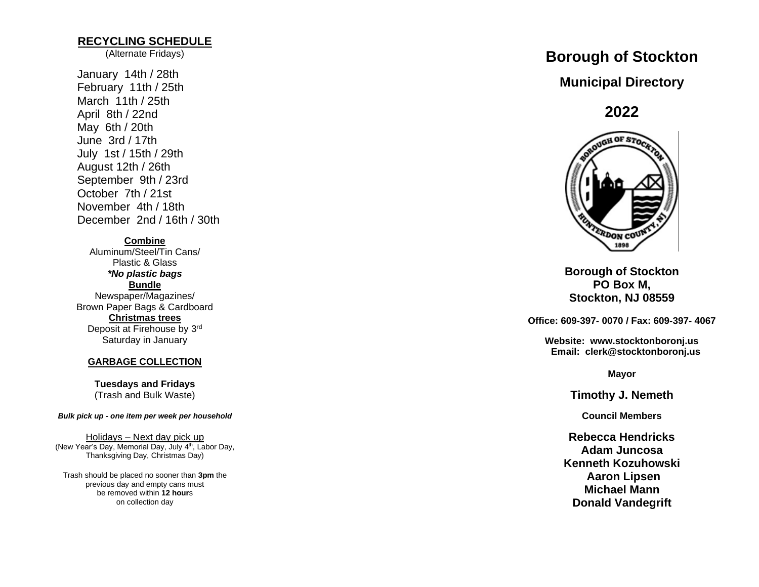## RECYCLING SCHEDULE

(Alternate Fridays)

January 14th / 28th
February 11th / 25th
March 11th / 25th
April 8th / 22nd
May 6th / 20th
June 3rd / 17th
July 1st / 15th / 29th
August 12th / 26th
September 9th / 23rd
October 7th / 21st
November 4th / 18th
December 2nd / 16th / 30th

**Combine**
Aluminum/Steel/Tin Cans/
Plastic & Glass
***No plastic bags***

**Bundle**
Newspaper/Magazines/
Brown Paper Bags & Cardboard

**Christmas trees**
Deposit at Firehouse by 3rd
Saturday in January

## GARBAGE COLLECTION

**Tuesdays and Fridays**
(Trash and Bulk Waste)

***Bulk pick up - one item per week per household***

Holidays – Next day pick up
(New Year's Day, Memorial Day, July 4th, Labor Day, Thanksgiving Day, Christmas Day)

Trash should be placed no sooner than **3pm** the previous day and empty cans must be removed within **12 hour**s on collection day

# Borough of Stockton

## Municipal Directory

## 2022

**Borough of Stockton**
**PO Box M,**
**Stockton, NJ 08559**

**Office: 609-397- 0070 / Fax: 609-397- 4067**

**Website: www.stocktonboronj.us**
**Email: clerk@stocktonboronj.us**

**Mayor**

**Timothy J. Nemeth**

**Council Members**

**Rebecca Hendricks**
**Adam Juncosa**
**Kenneth Kozuhowski**
**Aaron Lipsen**
**Michael Mann**
**Donald Vandegrift**